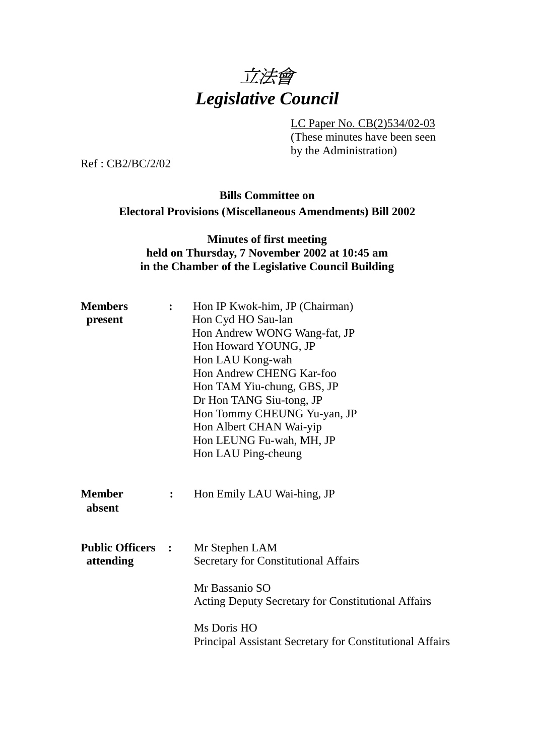# *立法會*
# *Legislative Council*

LC Paper No. CB(2)534/02-03
(These minutes have been seen by the Administration)

Ref : CB2/BC/2/02

**Bills Committee on**
**Electoral Provisions (Miscellaneous Amendments) Bill 2002**

**Minutes of first meeting**
**held on Thursday, 7 November 2002 at 10:45 am**
**in the Chamber of the Legislative Council Building**

**Members present** :
Hon IP Kwok-him, JP (Chairman)
Hon Cyd HO Sau-lan
Hon Andrew WONG Wang-fat, JP
Hon Howard YOUNG, JP
Hon LAU Kong-wah
Hon Andrew CHENG Kar-foo
Hon TAM Yiu-chung, GBS, JP
Dr Hon TANG Siu-tong, JP
Hon Tommy CHEUNG Yu-yan, JP
Hon Albert CHAN Wai-yip
Hon LEUNG Fu-wah, MH, JP
Hon LAU Ping-cheung

**Member absent** :
Hon Emily LAU Wai-hing, JP

**Public Officers attending** :
Mr Stephen LAM
Secretary for Constitutional Affairs

Mr Bassanio SO
Acting Deputy Secretary for Constitutional Affairs

Ms Doris HO
Principal Assistant Secretary for Constitutional Affairs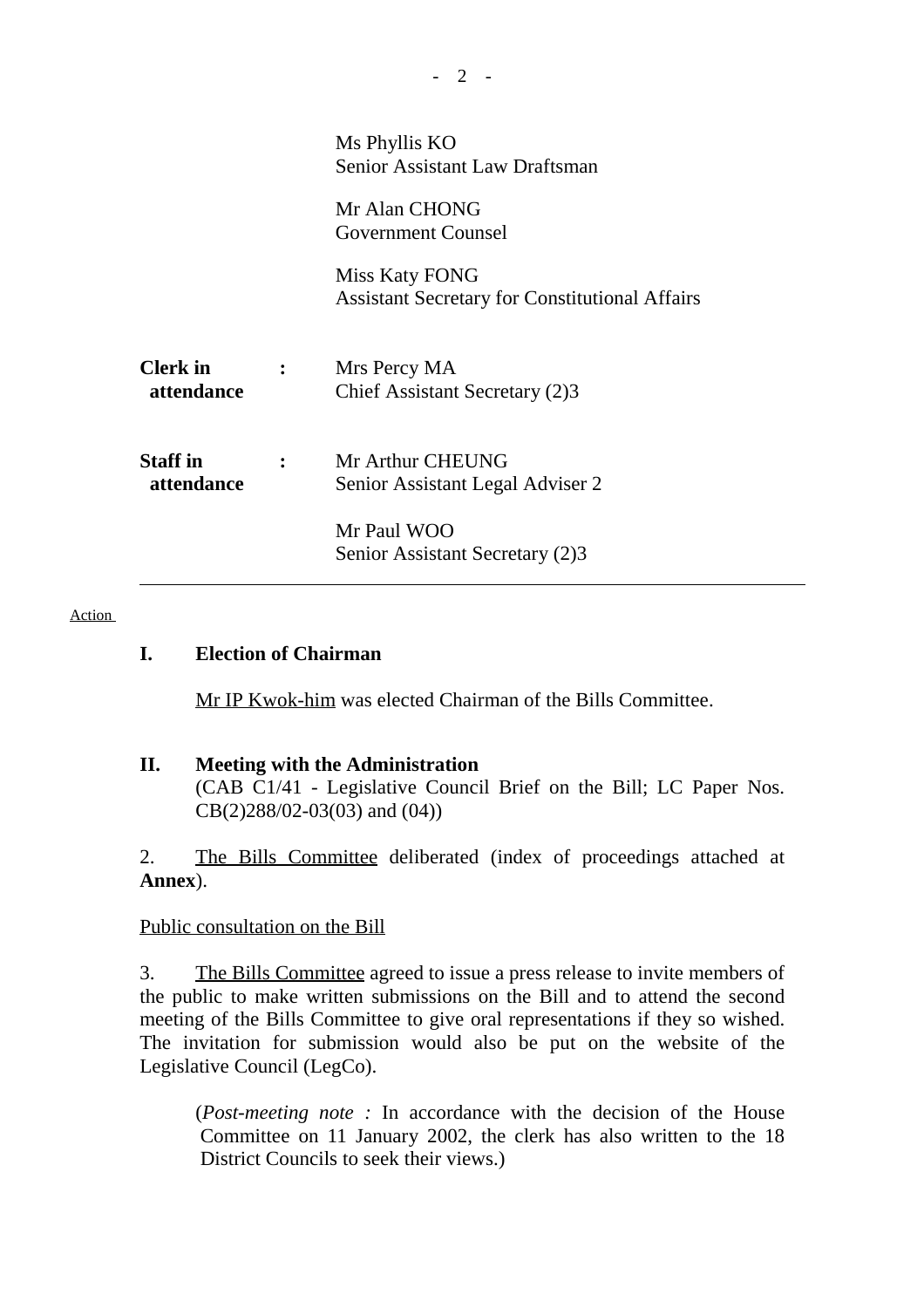| | | |
|---|---|---|
| | | Ms Phyllis KO<br>Senior Assistant Law Draftsman |
| | | Mr Alan CHONG<br>Government Counsel |
| | | Miss Katy FONG<br>Assistant Secretary for Constitutional Affairs |
| **Clerk in attendance** | **:** | Mrs Percy MA<br>Chief Assistant Secretary (2)3 |
| **Staff in attendance** | **:** | Mr Arthur CHEUNG<br>Senior Assistant Legal Adviser 2 |
| | | Mr Paul WOO<br>Senior Assistant Secretary (2)3 |

---

Action

## I. Election of Chairman

Mr IP Kwok-him was elected Chairman of the Bills Committee.

## II. Meeting with the Administration

(CAB C1/41 - Legislative Council Brief on the Bill; LC Paper Nos. CB(2)288/02-03(03) and (04))

2. The Bills Committee deliberated (index of proceedings attached at **Annex**).

Public consultation on the Bill

3. The Bills Committee agreed to issue a press release to invite members of the public to make written submissions on the Bill and to attend the second meeting of the Bills Committee to give oral representations if they so wished. The invitation for submission would also be put on the website of the Legislative Council (LegCo).

(*Post-meeting note :* In accordance with the decision of the House Committee on 11 January 2002, the clerk has also written to the 18 District Councils to seek their views.)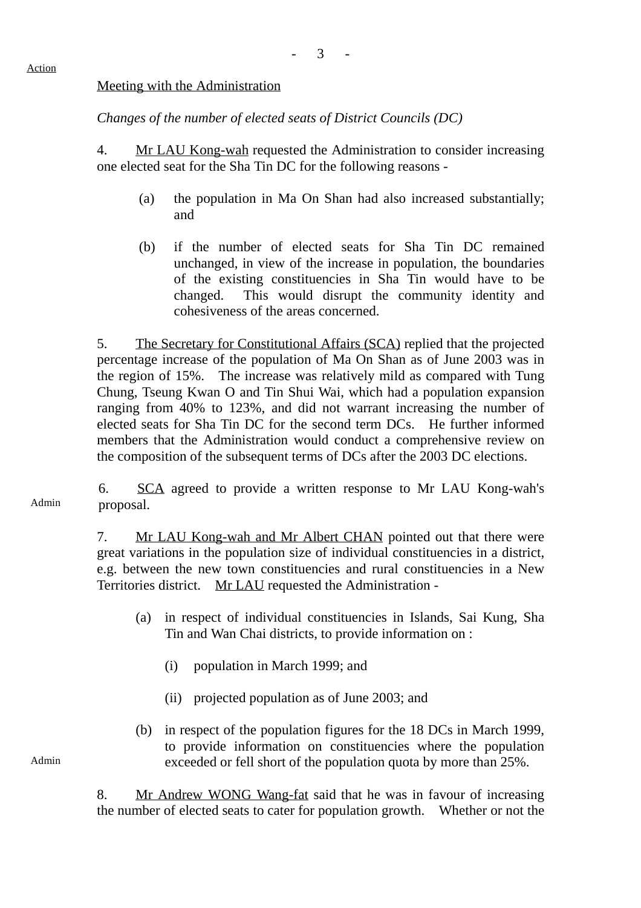Action

Meeting with the Administration

*Changes of the number of elected seats of District Councils (DC)*

4. Mr LAU Kong-wah requested the Administration to consider increasing one elected seat for the Sha Tin DC for the following reasons -

(a) the population in Ma On Shan had also increased substantially; and

(b) if the number of elected seats for Sha Tin DC remained unchanged, in view of the increase in population, the boundaries of the existing constituencies in Sha Tin would have to be changed. This would disrupt the community identity and cohesiveness of the areas concerned.

5. The Secretary for Constitutional Affairs (SCA) replied that the projected percentage increase of the population of Ma On Shan as of June 2003 was in the region of 15%. The increase was relatively mild as compared with Tung Chung, Tseung Kwan O and Tin Shui Wai, which had a population expansion ranging from 40% to 123%, and did not warrant increasing the number of elected seats for Sha Tin DC for the second term DCs. He further informed members that the Administration would conduct a comprehensive review on the composition of the subsequent terms of DCs after the 2003 DC elections.

Admin

6. SCA agreed to provide a written response to Mr LAU Kong-wah's proposal.

7. Mr LAU Kong-wah and Mr Albert CHAN pointed out that there were great variations in the population size of individual constituencies in a district, e.g. between the new town constituencies and rural constituencies in a New Territories district. Mr LAU requested the Administration -

(a) in respect of individual constituencies in Islands, Sai Kung, Sha Tin and Wan Chai districts, to provide information on :

   (i) population in March 1999; and

   (ii) projected population as of June 2003; and

(b) in respect of the population figures for the 18 DCs in March 1999, to provide information on constituencies where the population exceeded or fell short of the population quota by more than 25%.

Admin

8. Mr Andrew WONG Wang-fat said that he was in favour of increasing the number of elected seats to cater for population growth. Whether or not the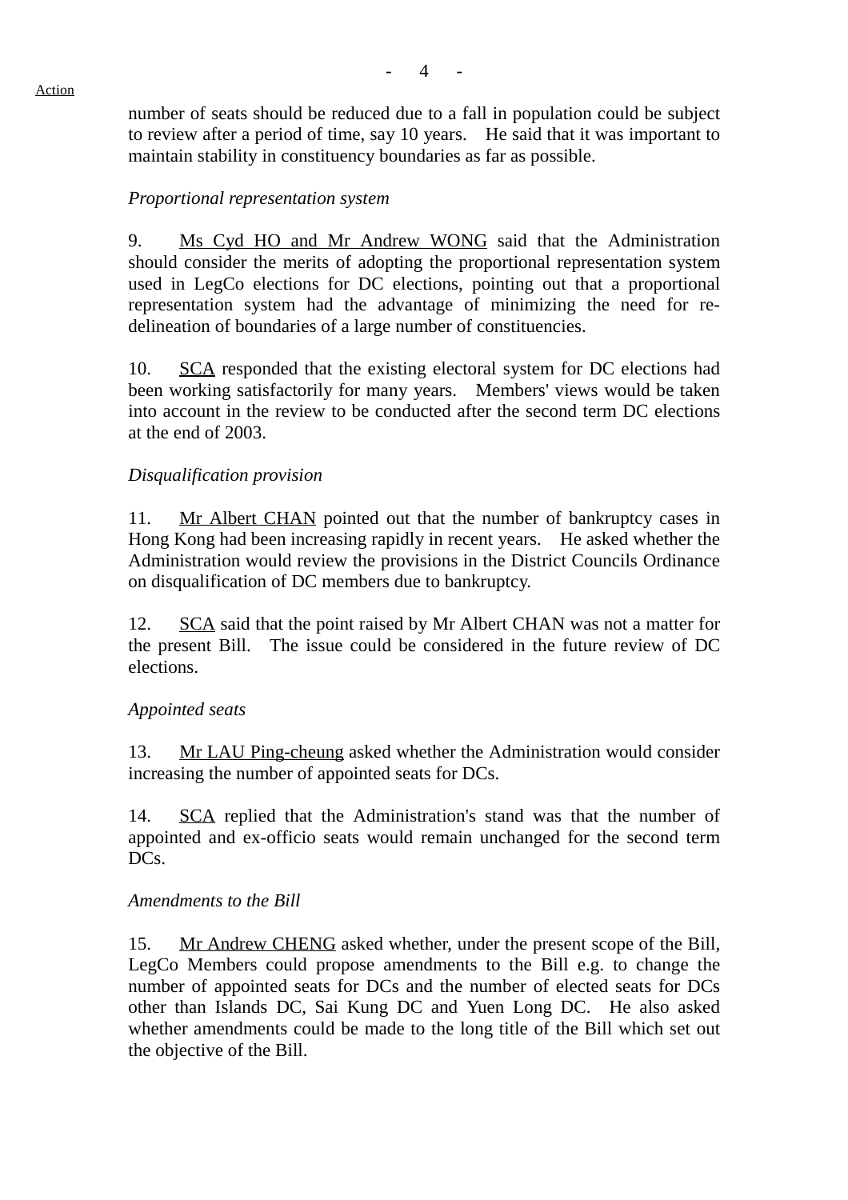Action

number of seats should be reduced due to a fall in population could be subject to review after a period of time, say 10 years. He said that it was important to maintain stability in constituency boundaries as far as possible.

*Proportional representation system*

9. Ms Cyd HO and Mr Andrew WONG said that the Administration should consider the merits of adopting the proportional representation system used in LegCo elections for DC elections, pointing out that a proportional representation system had the advantage of minimizing the need for re-delineation of boundaries of a large number of constituencies.

10. SCA responded that the existing electoral system for DC elections had been working satisfactorily for many years. Members' views would be taken into account in the review to be conducted after the second term DC elections at the end of 2003.

*Disqualification provision*

11. Mr Albert CHAN pointed out that the number of bankruptcy cases in Hong Kong had been increasing rapidly in recent years. He asked whether the Administration would review the provisions in the District Councils Ordinance on disqualification of DC members due to bankruptcy.

12. SCA said that the point raised by Mr Albert CHAN was not a matter for the present Bill. The issue could be considered in the future review of DC elections.

*Appointed seats*

13. Mr LAU Ping-cheung asked whether the Administration would consider increasing the number of appointed seats for DCs.

14. SCA replied that the Administration's stand was that the number of appointed and ex-officio seats would remain unchanged for the second term DCs.

*Amendments to the Bill*

15. Mr Andrew CHENG asked whether, under the present scope of the Bill, LegCo Members could propose amendments to the Bill e.g. to change the number of appointed seats for DCs and the number of elected seats for DCs other than Islands DC, Sai Kung DC and Yuen Long DC. He also asked whether amendments could be made to the long title of the Bill which set out the objective of the Bill.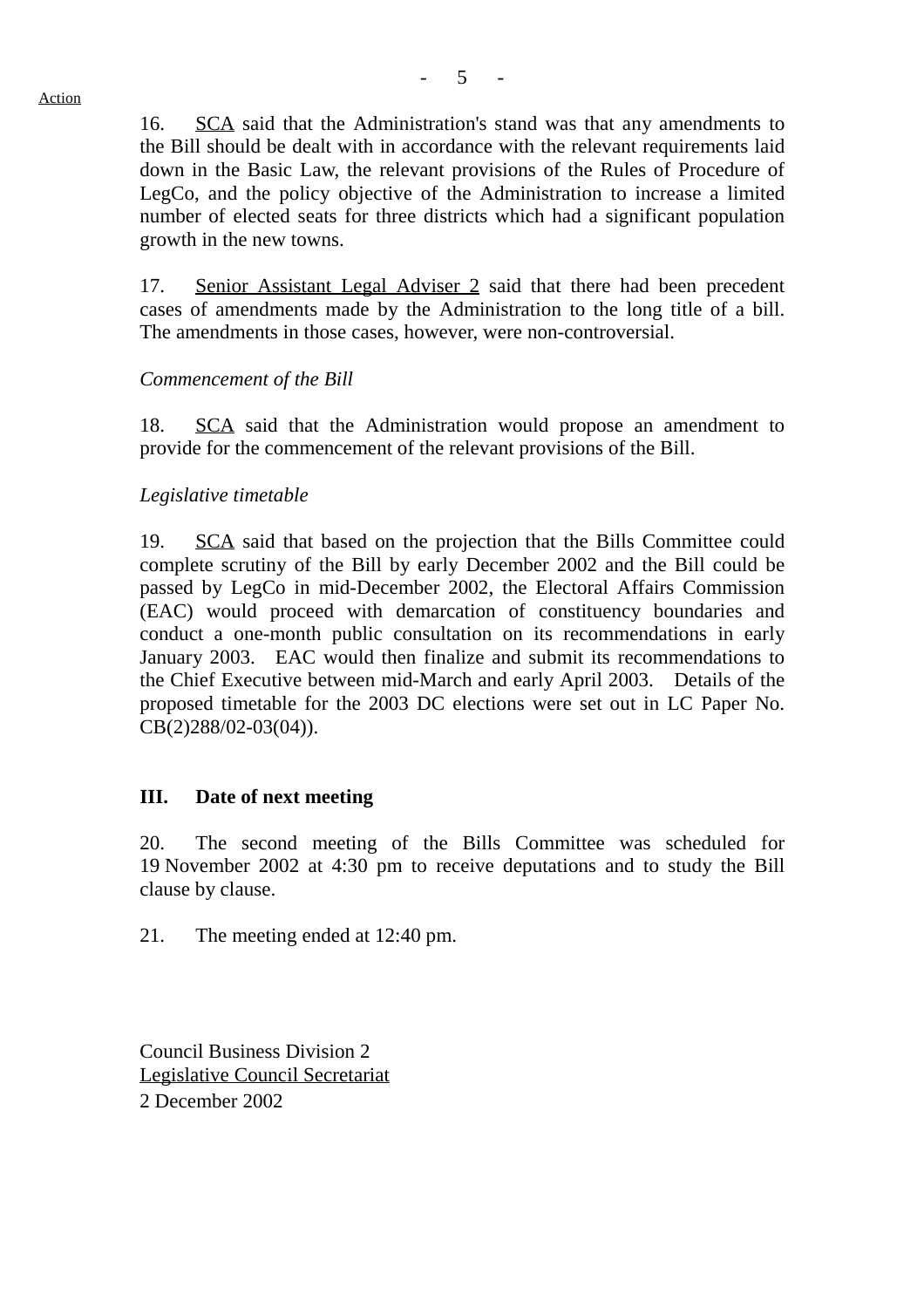Action

16. SCA said that the Administration's stand was that any amendments to the Bill should be dealt with in accordance with the relevant requirements laid down in the Basic Law, the relevant provisions of the Rules of Procedure of LegCo, and the policy objective of the Administration to increase a limited number of elected seats for three districts which had a significant population growth in the new towns.

17. Senior Assistant Legal Adviser 2 said that there had been precedent cases of amendments made by the Administration to the long title of a bill. The amendments in those cases, however, were non-controversial.

*Commencement of the Bill*

18. SCA said that the Administration would propose an amendment to provide for the commencement of the relevant provisions of the Bill.

*Legislative timetable*

19. SCA said that based on the projection that the Bills Committee could complete scrutiny of the Bill by early December 2002 and the Bill could be passed by LegCo in mid-December 2002, the Electoral Affairs Commission (EAC) would proceed with demarcation of constituency boundaries and conduct a one-month public consultation on its recommendations in early January 2003. EAC would then finalize and submit its recommendations to the Chief Executive between mid-March and early April 2003. Details of the proposed timetable for the 2003 DC elections were set out in LC Paper No. CB(2)288/02-03(04)).

## III. Date of next meeting

20. The second meeting of the Bills Committee was scheduled for 19 November 2002 at 4:30 pm to receive deputations and to study the Bill clause by clause.

21. The meeting ended at 12:40 pm.

Council Business Division 2
Legislative Council Secretariat
2 December 2002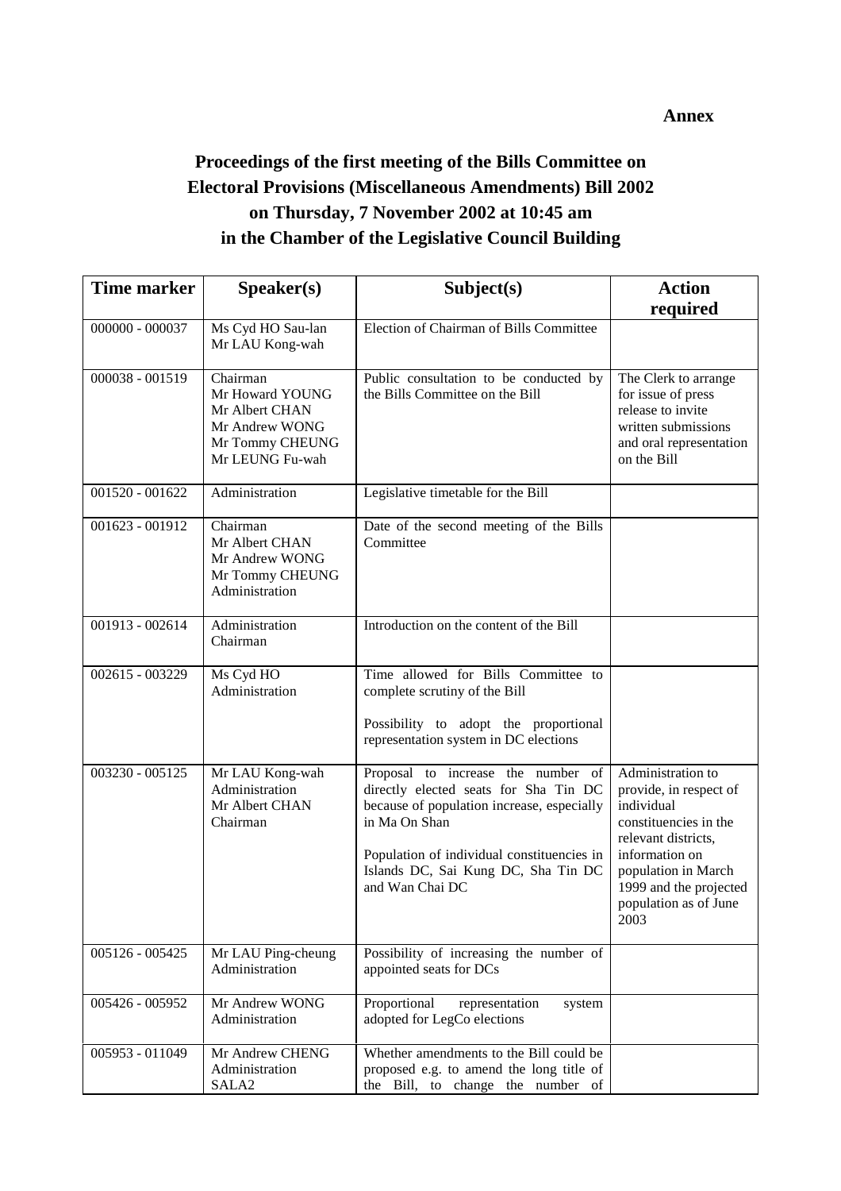**Annex**

# Proceedings of the first meeting of the Bills Committee on Electoral Provisions (Miscellaneous Amendments) Bill 2002 on Thursday, 7 November 2002 at 10:45 am in the Chamber of the Legislative Council Building

| Time marker | Speaker(s) | Subject(s) | Action required |
|---|---|---|---|
| 000000 - 000037 | Ms Cyd HO Sau-lan<br>Mr LAU Kong-wah | Election of Chairman of Bills Committee | |
| 000038 - 001519 | Chairman<br>Mr Howard YOUNG<br>Mr Albert CHAN<br>Mr Andrew WONG<br>Mr Tommy CHEUNG<br>Mr LEUNG Fu-wah | Public consultation to be conducted by the Bills Committee on the Bill | The Clerk to arrange for issue of press release to invite written submissions and oral representation on the Bill |
| 001520 - 001622 | Administration | Legislative timetable for the Bill | |
| 001623 - 001912 | Chairman<br>Mr Albert CHAN<br>Mr Andrew WONG<br>Mr Tommy CHEUNG<br>Administration | Date of the second meeting of the Bills Committee | |
| 001913 - 002614 | Administration<br>Chairman | Introduction on the content of the Bill | |
| 002615 - 003229 | Ms Cyd HO<br>Administration | Time allowed for Bills Committee to complete scrutiny of the Bill<br><br>Possibility to adopt the proportional representation system in DC elections | |
| 003230 - 005125 | Mr LAU Kong-wah<br>Administration<br>Mr Albert CHAN<br>Chairman | Proposal to increase the number of directly elected seats for Sha Tin DC because of population increase, especially in Ma On Shan<br><br>Population of individual constituencies in Islands DC, Sai Kung DC, Sha Tin DC and Wan Chai DC | Administration to provide, in respect of individual constituencies in the relevant districts, information on population in March 1999 and the projected population as of June 2003 |
| 005126 - 005425 | Mr LAU Ping-cheung<br>Administration | Possibility of increasing the number of appointed seats for DCs | |
| 005426 - 005952 | Mr Andrew WONG<br>Administration | Proportional representation system adopted for LegCo elections | |
| 005953 - 011049 | Mr Andrew CHENG<br>Administration<br>SALA2 | Whether amendments to the Bill could be proposed e.g. to amend the long title of the Bill, to change the number of | |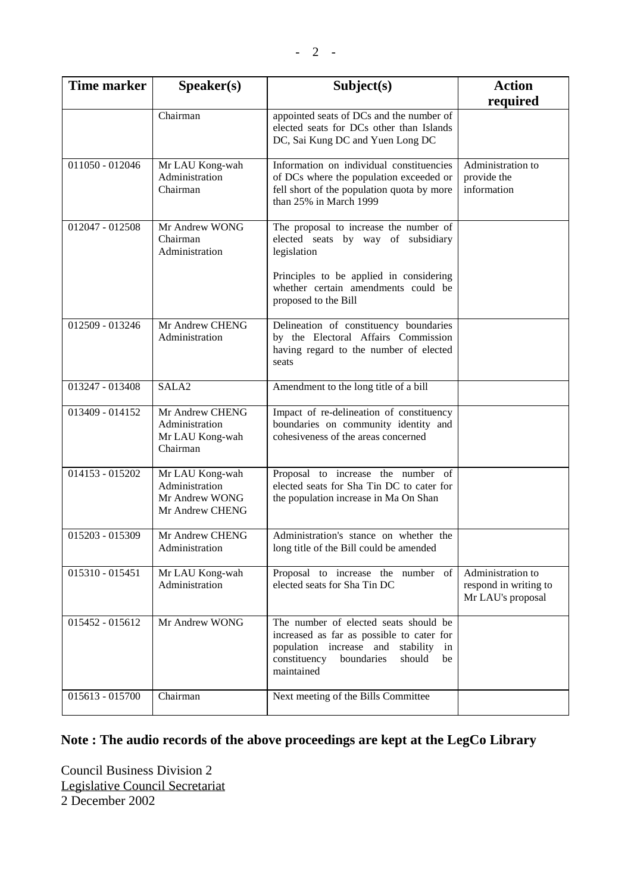| Time marker | Speaker(s) | Subject(s) | Action required |
|---|---|---|---|
| | Chairman | appointed seats of DCs and the number of elected seats for DCs other than Islands DC, Sai Kung DC and Yuen Long DC | |
| 011050 - 012046 | Mr LAU Kong-wah<br>Administration<br>Chairman | Information on individual constituencies of DCs where the population exceeded or fell short of the population quota by more than 25% in March 1999 | Administration to provide the information |
| 012047 - 012508 | Mr Andrew WONG<br>Chairman<br>Administration | The proposal to increase the number of elected seats by way of subsidiary legislation<br><br>Principles to be applied in considering whether certain amendments could be proposed to the Bill | |
| 012509 - 013246 | Mr Andrew CHENG<br>Administration | Delineation of constituency boundaries by the Electoral Affairs Commission having regard to the number of elected seats | |
| 013247 - 013408 | SALA2 | Amendment to the long title of a bill | |
| 013409 - 014152 | Mr Andrew CHENG<br>Administration<br>Mr LAU Kong-wah<br>Chairman | Impact of re-delineation of constituency boundaries on community identity and cohesiveness of the areas concerned | |
| 014153 - 015202 | Mr LAU Kong-wah<br>Administration<br>Mr Andrew WONG<br>Mr Andrew CHENG | Proposal to increase the number of elected seats for Sha Tin DC to cater for the population increase in Ma On Shan | |
| 015203 - 015309 | Mr Andrew CHENG<br>Administration | Administration's stance on whether the long title of the Bill could be amended | |
| 015310 - 015451 | Mr LAU Kong-wah<br>Administration | Proposal to increase the number of elected seats for Sha Tin DC | Administration to respond in writing to Mr LAU's proposal |
| 015452 - 015612 | Mr Andrew WONG | The number of elected seats should be increased as far as possible to cater for population increase and stability in constituency boundaries should be maintained | |
| 015613 - 015700 | Chairman | Next meeting of the Bills Committee | |

**Note : The audio records of the above proceedings are kept at the LegCo Library**

Council Business Division 2
Legislative Council Secretariat
2 December 2002